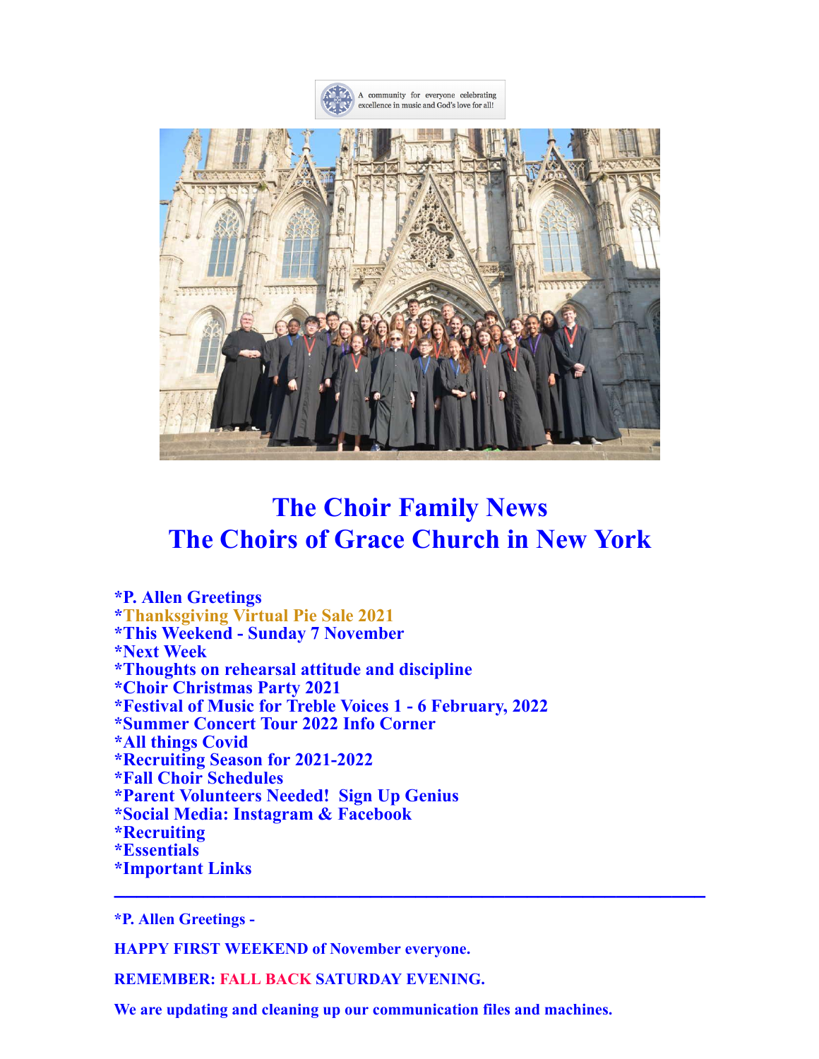A community for everyone celebrating excellence in music and God's love for all!

# The Choir Family News
# The Choirs of Grace Church in New York

**\*P. Allen Greetings**
**\*Thanksgiving Virtual Pie Sale 2021**
**\*This Weekend - Sunday 7 November**
**\*Next Week**
**\*Thoughts on rehearsal attitude and discipline**
**\*Choir Christmas Party 2021**
**\*Festival of Music for Treble Voices 1 - 6 February, 2022**
**\*Summer Concert Tour 2022 Info Corner**
**\*All things Covid**
**\*Recruiting Season for 2021-2022**
**\*Fall Choir Schedules**
**\*Parent Volunteers Needed! Sign Up Genius**
**\*Social Media: Instagram & Facebook**
**\*Recruiting**
**\*Essentials**
**\*Important Links**

---

**\*P. Allen Greetings -**

**HAPPY FIRST WEEKEND of November everyone.**

**REMEMBER: FALL BACK SATURDAY EVENING.**

**We are updating and cleaning up our communication files and machines.**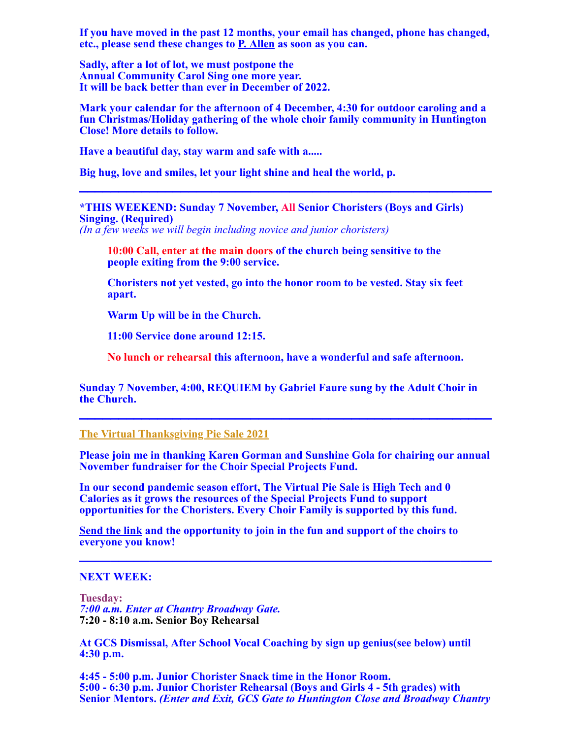**If you have moved in the past 12 months, your email has changed, phone has changed, etc., please send these changes to P. Allen as soon as you can.**

**Sadly, after a lot of lot, we must postpone the Annual Community Carol Sing one more year. It will be back better than ever in December of 2022.**

**Mark your calendar for the afternoon of 4 December, 4:30 for outdoor caroling and a fun Christmas/Holiday gathering of the whole choir family community in Huntington Close! More details to follow.**

**Have a beautiful day, stay warm and safe with a.....**

**Big hug, love and smiles, let your light shine and heal the world, p.**

---

**\*THIS WEEKEND: Sunday 7 November, All Senior Choristers (Boys and Girls) Singing. (Required)**
*(In a few weeks we will begin including novice and junior choristers)*

> **10:00 Call, enter at the main doors of the church being sensitive to the people exiting from the 9:00 service.**
>
> **Choristers not yet vested, go into the honor room to be vested. Stay six feet apart.**
>
> **Warm Up will be in the Church.**
>
> **11:00 Service done around 12:15.**
>
> **No lunch or rehearsal this afternoon, have a wonderful and safe afternoon.**

**Sunday 7 November, 4:00, REQUIEM by Gabriel Faure sung by the Adult Choir in the Church.**

---

**The Virtual Thanksgiving Pie Sale 2021**

**Please join me in thanking Karen Gorman and Sunshine Gola for chairing our annual November fundraiser for the Choir Special Projects Fund.**

**In our second pandemic season effort, The Virtual Pie Sale is High Tech and 0 Calories as it grows the resources of the Special Projects Fund to support opportunities for the Choristers. Every Choir Family is supported by this fund.**

**Send the link and the opportunity to join in the fun and support of the choirs to everyone you know!**

---

**NEXT WEEK:**

**Tuesday:**
***7:00 a.m. Enter at Chantry Broadway Gate.***
**7:20 - 8:10 a.m. Senior Boy Rehearsal**

**At GCS Dismissal, After School Vocal Coaching by sign up genius(see below) until 4:30 p.m.**

**4:45 - 5:00 p.m. Junior Chorister Snack time in the Honor Room.**
**5:00 - 6:30 p.m. Junior Chorister Rehearsal (Boys and Girls 4 - 5th grades) with Senior Mentors.** ***(Enter and Exit, GCS Gate to Huntington Close and Broadway Chantry***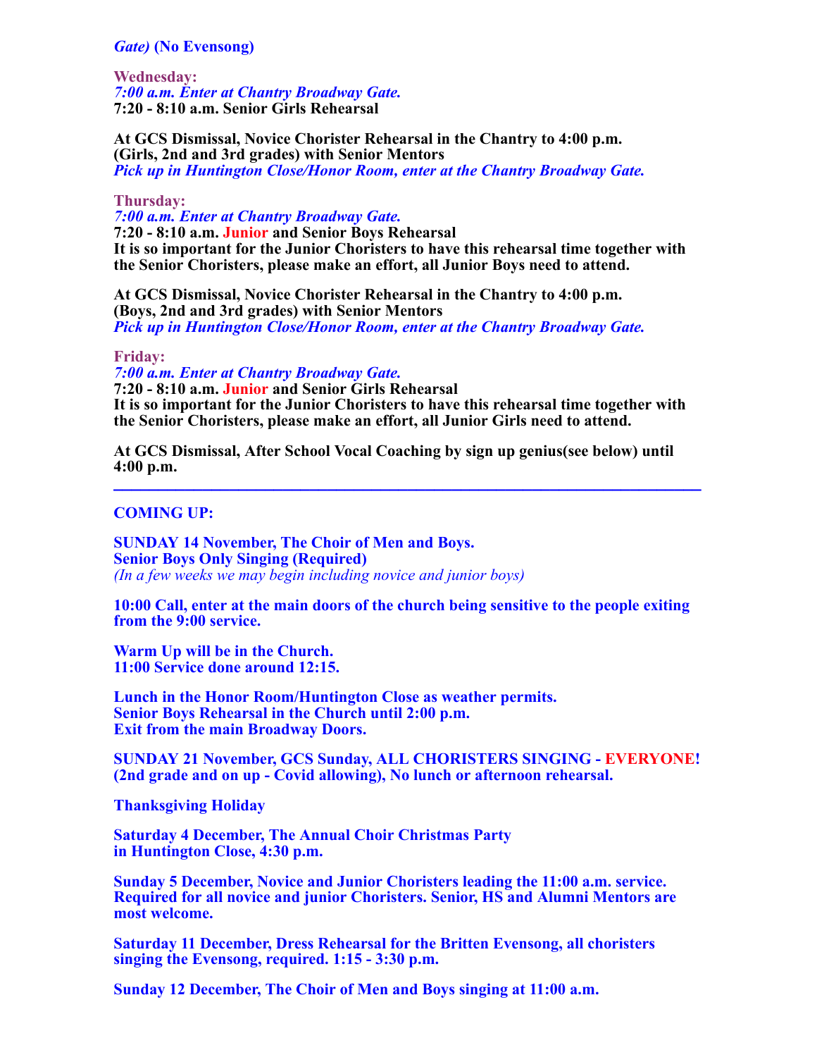*Gate)* **(No Evensong)**

**Wednesday:**
***7:00 a.m. Enter at Chantry Broadway Gate.***
**7:20 - 8:10 a.m. Senior Girls Rehearsal**

**At GCS Dismissal, Novice Chorister Rehearsal in the Chantry to 4:00 p.m.**
**(Girls, 2nd and 3rd grades) with Senior Mentors**
***Pick up in Huntington Close/Honor Room, enter at the Chantry Broadway Gate.***

**Thursday:**
***7:00 a.m. Enter at Chantry Broadway Gate.***
**7:20 - 8:10 a.m. Junior and Senior Boys Rehearsal**
**It is so important for the Junior Choristers to have this rehearsal time together with the Senior Choristers, please make an effort, all Junior Boys need to attend.**

**At GCS Dismissal, Novice Chorister Rehearsal in the Chantry to 4:00 p.m.**
**(Boys, 2nd and 3rd grades) with Senior Mentors**
***Pick up in Huntington Close/Honor Room, enter at the Chantry Broadway Gate.***

**Friday:**
***7:00 a.m. Enter at Chantry Broadway Gate.***
**7:20 - 8:10 a.m. Junior and Senior Girls Rehearsal**
**It is so important for the Junior Choristers to have this rehearsal time together with the Senior Choristers, please make an effort, all Junior Girls need to attend.**

**At GCS Dismissal, After School Vocal Coaching by sign up genius(see below) until 4:00 p.m.**

---

**COMING UP:**

**SUNDAY 14 November, The Choir of Men and Boys.**
**Senior Boys Only Singing (Required)**
*(In a few weeks we may begin including novice and junior boys)*

**10:00 Call, enter at the main doors of the church being sensitive to the people exiting from the 9:00 service.**

**Warm Up will be in the Church.**
**11:00 Service done around 12:15.**

**Lunch in the Honor Room/Huntington Close as weather permits.**
**Senior Boys Rehearsal in the Church until 2:00 p.m.**
**Exit from the main Broadway Doors.**

**SUNDAY 21 November, GCS Sunday, ALL CHORISTERS SINGING - EVERYONE!**
**(2nd grade and on up - Covid allowing), No lunch or afternoon rehearsal.**

**Thanksgiving Holiday**

**Saturday 4 December, The Annual Choir Christmas Party**
**in Huntington Close, 4:30 p.m.**

**Sunday 5 December, Novice and Junior Choristers leading the 11:00 a.m. service. Required for all novice and junior Choristers. Senior, HS and Alumni Mentors are most welcome.**

**Saturday 11 December, Dress Rehearsal for the Britten Evensong, all choristers singing the Evensong, required. 1:15 - 3:30 p.m.**

**Sunday 12 December, The Choir of Men and Boys singing at 11:00 a.m.**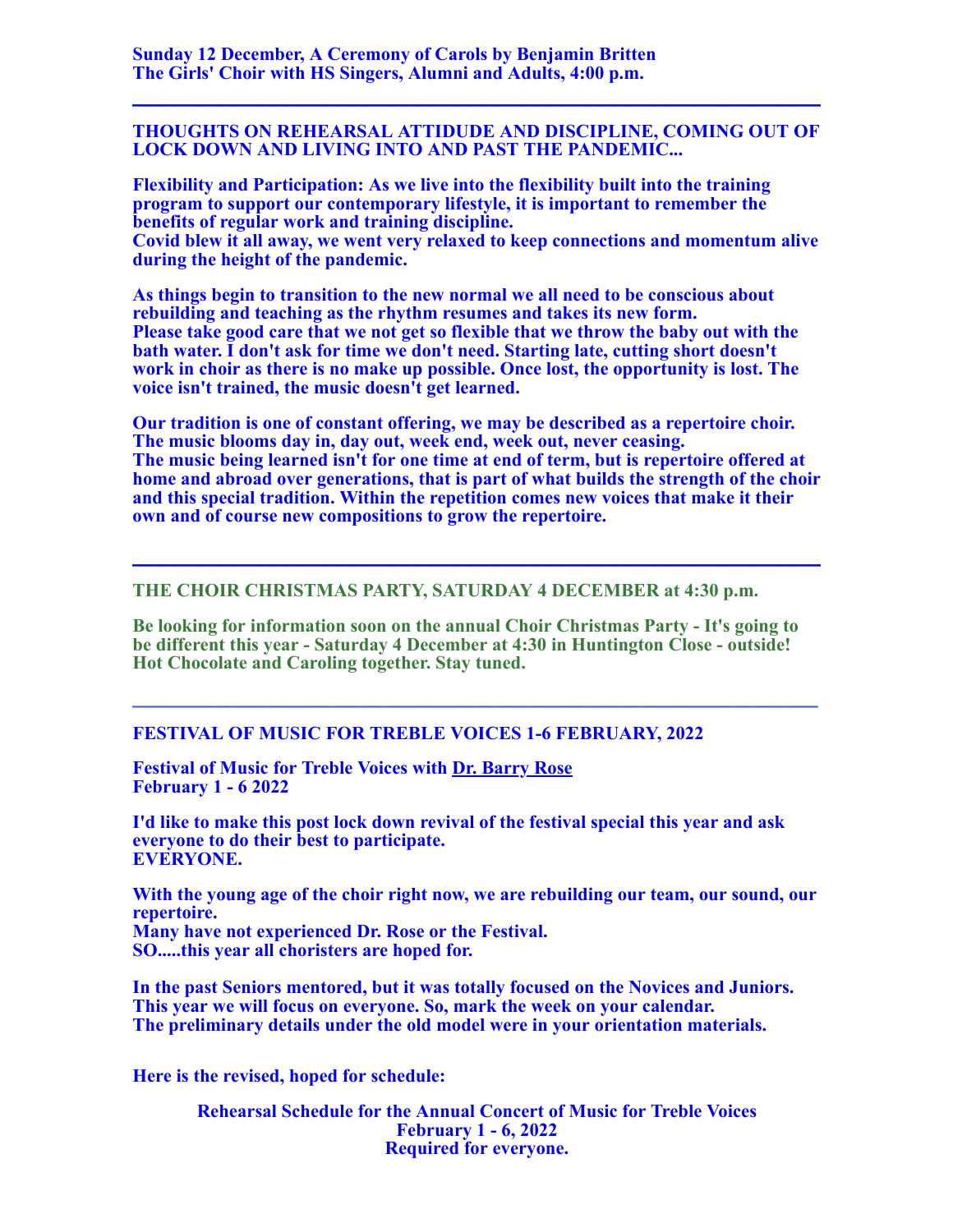**Sunday 12 December, A Ceremony of Carols by Benjamin Britten**
**The Girls' Choir with HS Singers, Alumni and Adults, 4:00 p.m.**

---

**THOUGHTS ON REHEARSAL ATTIDUDE AND DISCIPLINE, COMING OUT OF LOCK DOWN AND LIVING INTO AND PAST THE PANDEMIC...**

**Flexibility and Participation: As we live into the flexibility built into the training program to support our contemporary lifestyle, it is important to remember the benefits of regular work and training discipline.**
**Covid blew it all away, we went very relaxed to keep connections and momentum alive during the height of the pandemic.**

**As things begin to transition to the new normal we all need to be conscious about rebuilding and teaching as the rhythm resumes and takes its new form.**
**Please take good care that we not get so flexible that we throw the baby out with the bath water. I don't ask for time we don't need. Starting late, cutting short doesn't work in choir as there is no make up possible. Once lost, the opportunity is lost. The voice isn't trained, the music doesn't get learned.**

**Our tradition is one of constant offering, we may be described as a repertoire choir. The music blooms day in, day out, week end, week out, never ceasing.**
**The music being learned isn't for one time at end of term, but is repertoire offered at home and abroad over generations, that is part of what builds the strength of the choir and this special tradition. Within the repetition comes new voices that make it their own and of course new compositions to grow the repertoire.**

---

**THE CHOIR CHRISTMAS PARTY, SATURDAY 4 DECEMBER at 4:30 p.m.**

**Be looking for information soon on the annual Choir Christmas Party - It's going to be different this year - Saturday 4 December at 4:30 in Huntington Close - outside! Hot Chocolate and Caroling together. Stay tuned.**

---

**FESTIVAL OF MUSIC FOR TREBLE VOICES 1-6 FEBRUARY, 2022**

**Festival of Music for Treble Voices with Dr. Barry Rose**
**February 1 - 6 2022**

**I'd like to make this post lock down revival of the festival special this year and ask everyone to do their best to participate.**
**EVERYONE.**

**With the young age of the choir right now, we are rebuilding our team, our sound, our repertoire.**
**Many have not experienced Dr. Rose or the Festival.**
**SO.....this year all choristers are hoped for.**

**In the past Seniors mentored, but it was totally focused on the Novices and Juniors.**
**This year we will focus on everyone. So, mark the week on your calendar.**
**The preliminary details under the old model were in your orientation materials.**

**Here is the revised, hoped for schedule:**

**Rehearsal Schedule for the Annual Concert of Music for Treble Voices**
**February 1 - 6, 2022**
**Required for everyone.**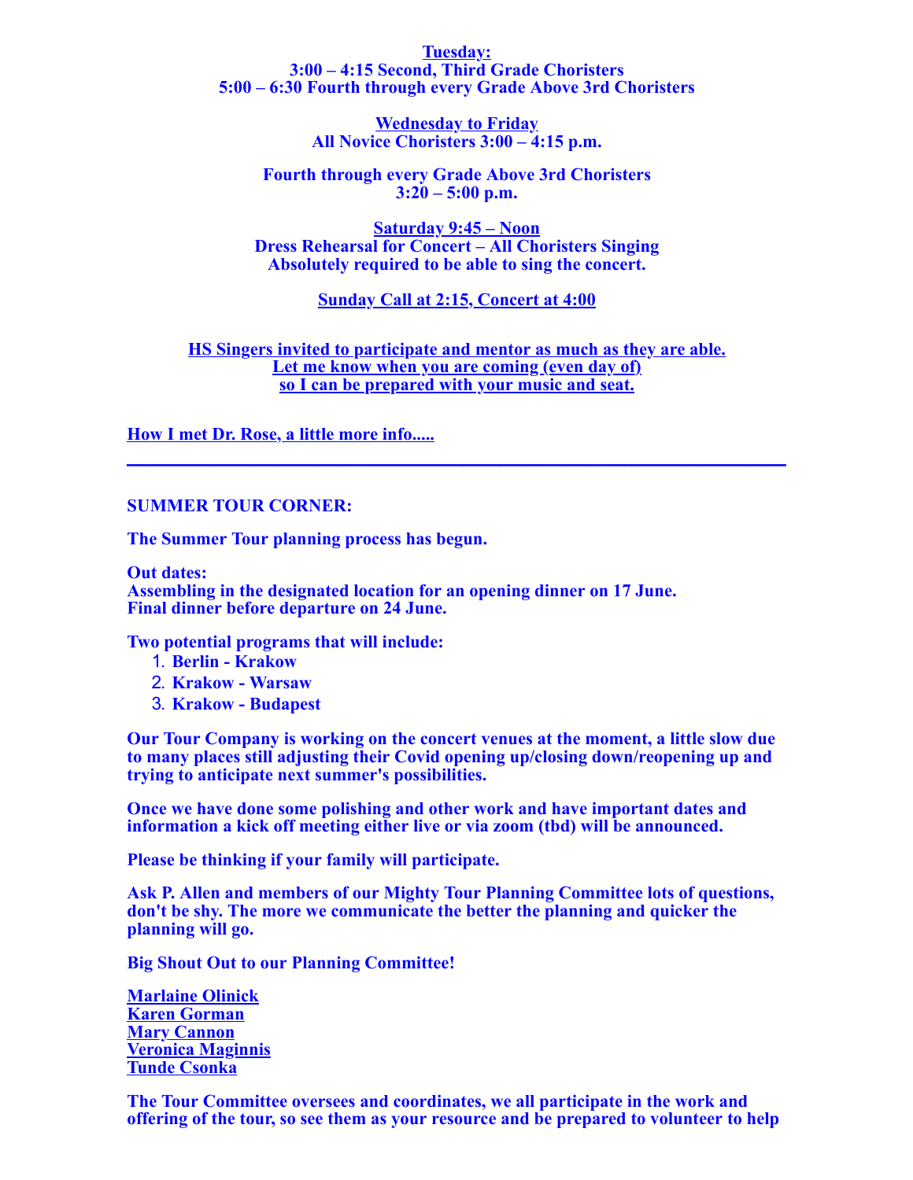**Tuesday:**
**3:00 – 4:15 Second, Third Grade Choristers**
**5:00 – 6:30 Fourth through every Grade Above 3rd Choristers**

**Wednesday to Friday**
**All Novice Choristers 3:00 – 4:15 p.m.**

**Fourth through every Grade Above 3rd Choristers**
**3:20 – 5:00 p.m.**

**Saturday 9:45 – Noon**
**Dress Rehearsal for Concert – All Choristers Singing**
**Absolutely required to be able to sing the concert.**

**Sunday Call at 2:15, Concert at 4:00**

**HS Singers invited to participate and mentor as much as they are able.**
**Let me know when you are coming (even day of)**
**so I can be prepared with your music and seat.**

**How I met Dr. Rose, a little more info.....**

---

**SUMMER TOUR CORNER:**

**The Summer Tour planning process has begun.**

**Out dates:**
**Assembling in the designated location for an opening dinner on 17 June.**
**Final dinner before departure on 24 June.**

**Two potential programs that will include:**

1. **Berlin - Krakow**
2. **Krakow - Warsaw**
3. **Krakow - Budapest**

**Our Tour Company is working on the concert venues at the moment, a little slow due to many places still adjusting their Covid opening up/closing down/reopening up and trying to anticipate next summer's possibilities.**

**Once we have done some polishing and other work and have important dates and information a kick off meeting either live or via zoom (tbd) will be announced.**

**Please be thinking if your family will participate.**

**Ask P. Allen and members of our Mighty Tour Planning Committee lots of questions, don't be shy. The more we communicate the better the planning and quicker the planning will go.**

**Big Shout Out to our Planning Committee!**

**Marlaine Olinick**
**Karen Gorman**
**Mary Cannon**
**Veronica Maginnis**
**Tunde Csonka**

**The Tour Committee oversees and coordinates, we all participate in the work and offering of the tour, so see them as your resource and be prepared to volunteer to help**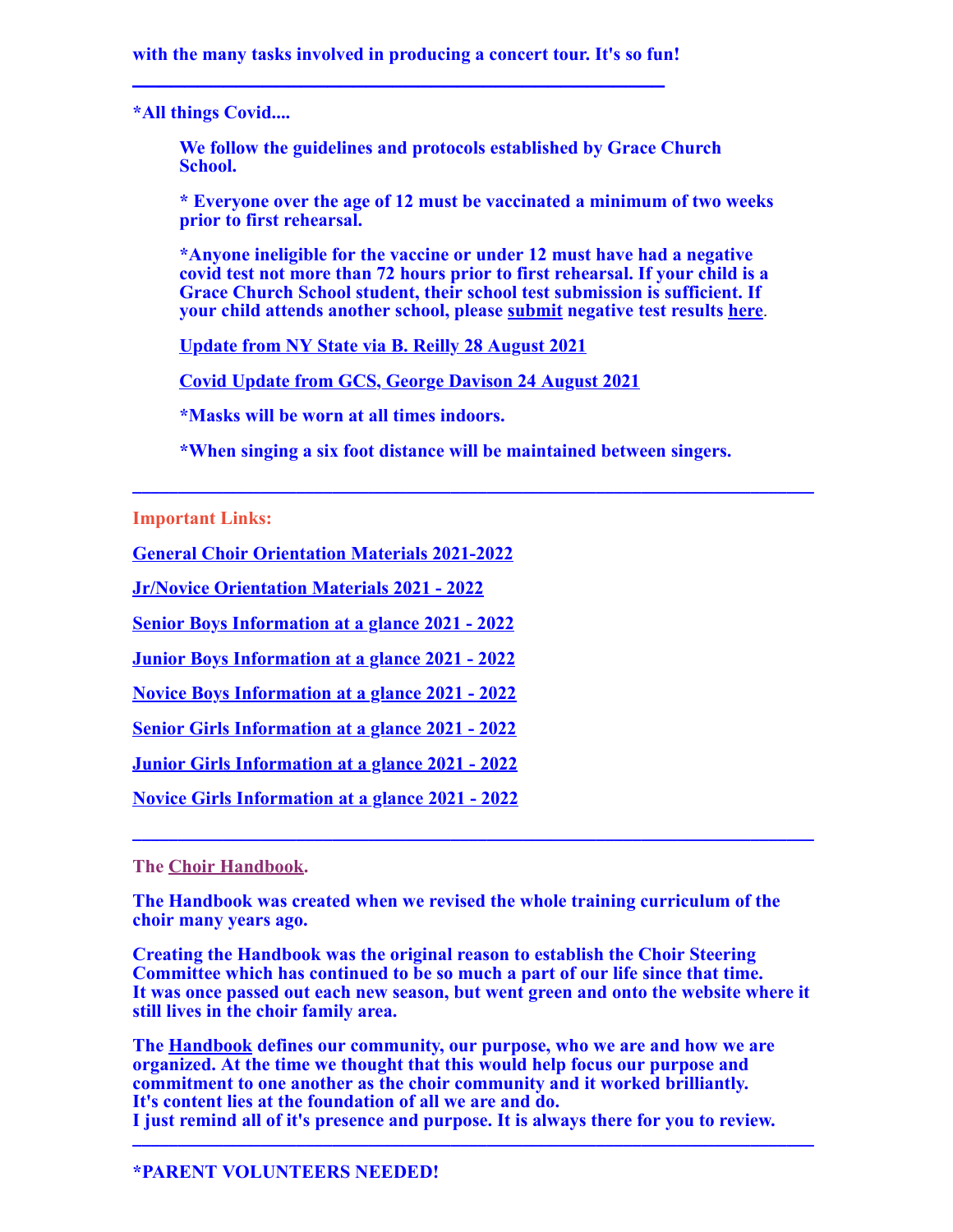**with the many tasks involved in producing a concert tour. It's so fun!**

---

**\*All things Covid....**

> **We follow the guidelines and protocols established by Grace Church School.**
>
> **\* Everyone over the age of 12 must be vaccinated a minimum of two weeks prior to first rehearsal.**
>
> **\*Anyone ineligible for the vaccine or under 12 must have had a negative covid test not more than 72 hours prior to first rehearsal. If your child is a Grace Church School student, their school test submission is sufficient. If your child attends another school, please submit negative test results here.**
>
> **Update from NY State via B. Reilly 28 August 2021**
>
> **Covid Update from GCS, George Davison 24 August 2021**
>
> **\*Masks will be worn at all times indoors.**
>
> **\*When singing a six foot distance will be maintained between singers.**

---

**Important Links:**

**General Choir Orientation Materials 2021-2022**

**Jr/Novice Orientation Materials 2021 - 2022**

**Senior Boys Information at a glance 2021 - 2022**

**Junior Boys Information at a glance 2021 - 2022**

**Novice Boys Information at a glance 2021 - 2022**

**Senior Girls Information at a glance 2021 - 2022**

**Junior Girls Information at a glance 2021 - 2022**

**Novice Girls Information at a glance 2021 - 2022**

---

**The Choir Handbook.**

**The Handbook was created when we revised the whole training curriculum of the choir many years ago.**

**Creating the Handbook was the original reason to establish the Choir Steering Committee which has continued to be so much a part of our life since that time.**
**It was once passed out each new season, but went green and onto the website where it still lives in the choir family area.**

**The Handbook defines our community, our purpose, who we are and how we are organized. At the time we thought that this would help focus our purpose and commitment to one another as the choir community and it worked brilliantly.**
**It's content lies at the foundation of all we are and do.**
**I just remind all of it's presence and purpose. It is always there for you to review.**

---

**\*PARENT VOLUNTEERS NEEDED!**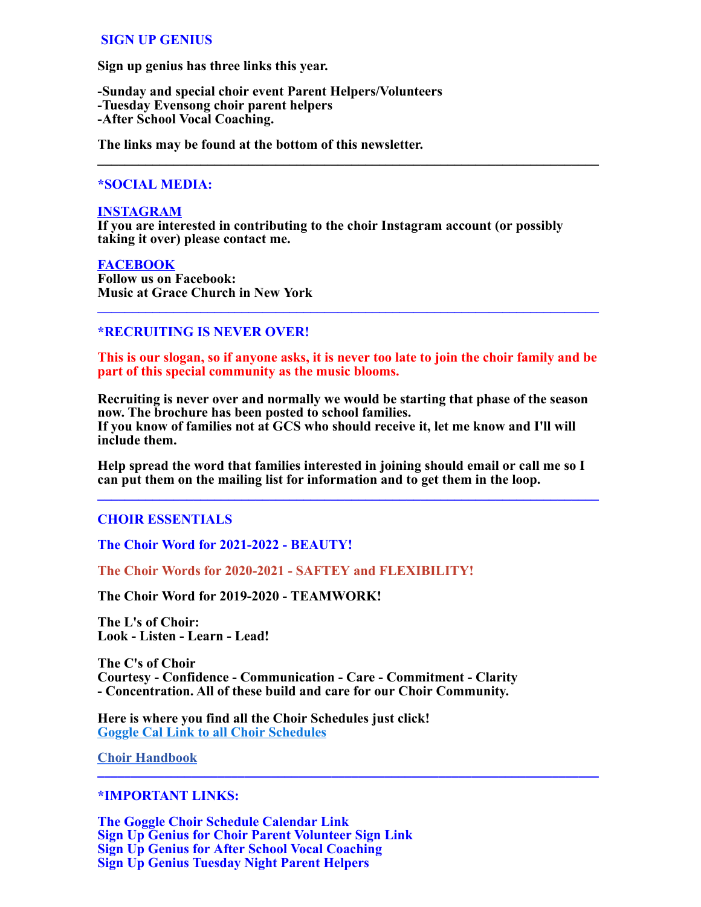### SIGN UP GENIUS

**Sign up genius has three links this year.**

**-Sunday and special choir event Parent Helpers/Volunteers**
**-Tuesday Evensong choir parent helpers**
**-After School Vocal Coaching.**

**The links may be found at the bottom of this newsletter.**

---

### *SOCIAL MEDIA:

**INSTAGRAM**
**If you are interested in contributing to the choir Instagram account (or possibly taking it over) please contact me.**

**FACEBOOK**
**Follow us on Facebook:**
**Music at Grace Church in New York**

---

### *RECRUITING IS NEVER OVER!

**This is our slogan, so if anyone asks, it is never too late to join the choir family and be part of this special community as the music blooms.**

**Recruiting is never over and normally we would be starting that phase of the season now. The brochure has been posted to school families.**
**If you know of families not at GCS who should receive it, let me know and I'll will include them.**

**Help spread the word that families interested in joining should email or call me so I can put them on the mailing list for information and to get them in the loop.**

---

### CHOIR ESSENTIALS

**The Choir Word for 2021-2022 - BEAUTY!**

**The Choir Words for 2020-2021 - SAFTEY and FLEXIBILITY!**

**The Choir Word for 2019-2020 - TEAMWORK!**

**The L's of Choir:**
**Look - Listen - Learn - Lead!**

**The C's of Choir**
**Courtesy - Confidence - Communication - Care - Commitment - Clarity - Concentration. All of these build and care for our Choir Community.**

**Here is where you find all the Choir Schedules just click!**
**Goggle Cal Link to all Choir Schedules**

**Choir Handbook**

---

### *IMPORTANT LINKS:

**The Goggle Choir Schedule Calendar Link**
**Sign Up Genius for Choir Parent Volunteer Sign Link**
**Sign Up Genius for After School Vocal Coaching**
**Sign Up Genius Tuesday Night Parent Helpers**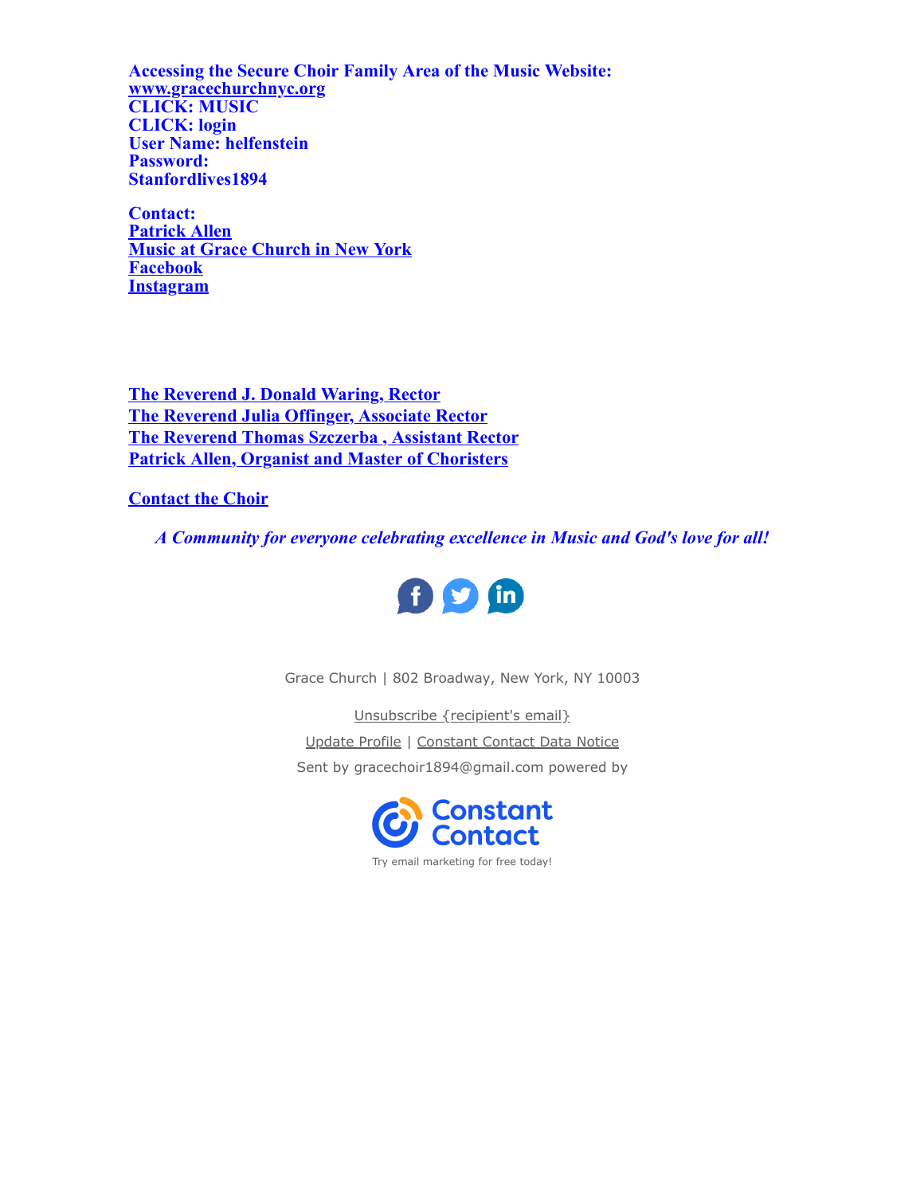**Accessing the Secure Choir Family Area of the Music Website:**
**www.gracechurchnyc.org**
**CLICK: MUSIC**
**CLICK: login**
**User Name: helfenstein**
**Password:**
**Stanfordlives1894**

**Contact:**
**Patrick Allen**
**Music at Grace Church in New York**
**Facebook**
**Instagram**

**The Reverend J. Donald Waring, Rector**
**The Reverend Julia Offinger, Associate Rector**
**The Reverend Thomas Szczerba , Assistant Rector**
**Patrick Allen, Organist and Master of Choristers**

**Contact the Choir**

***A Community for everyone celebrating excellence in Music and God's love for all!***

Grace Church | 802 Broadway, New York, NY 10003

Unsubscribe {recipient's email}

Update Profile | Constant Contact Data Notice

Sent by gracechoir1894@gmail.com powered by

Constant Contact

Try email marketing for free today!